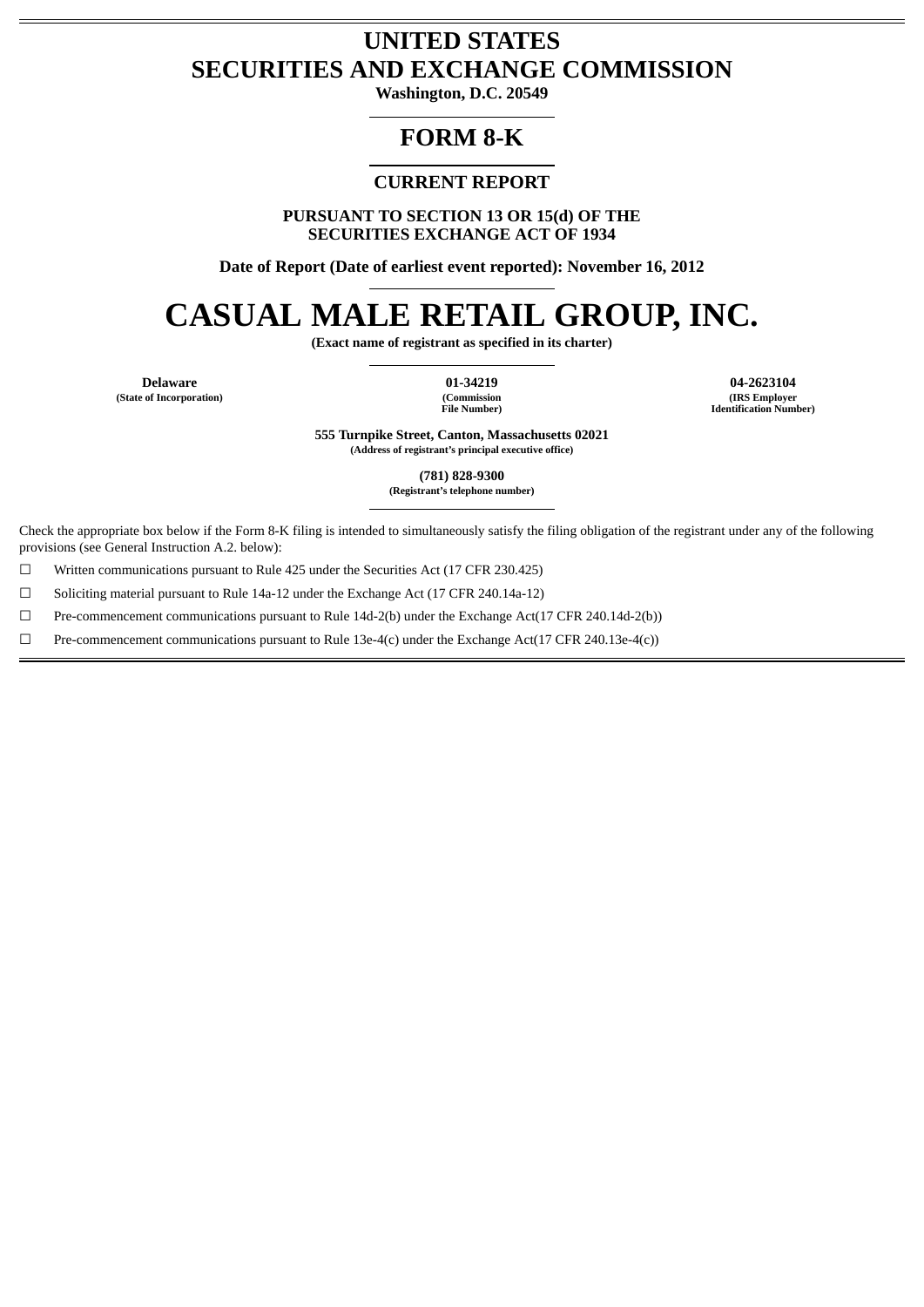# UNITED STATES
# SECURITIES AND EXCHANGE COMMISSION

**Washington, D.C. 20549**

## FORM 8-K

### CURRENT REPORT

**PURSUANT TO SECTION 13 OR 15(d) OF THE SECURITIES EXCHANGE ACT OF 1934**

**Date of Report (Date of earliest event reported): November 16, 2012**

# CASUAL MALE RETAIL GROUP, INC.

**(Exact name of registrant as specified in its charter)**

| Delaware | 01-34219 | 04-2623104 |
|---|---|---|
| (State of Incorporation) | (Commission File Number) | (IRS Employer Identification Number) |

**555 Turnpike Street, Canton, Massachusetts 02021**
**(Address of registrant's principal executive office)**

**(781) 828-9300**
**(Registrant's telephone number)**

Check the appropriate box below if the Form 8-K filing is intended to simultaneously satisfy the filing obligation of the registrant under any of the following provisions (see General Instruction A.2. below):

☐ Written communications pursuant to Rule 425 under the Securities Act (17 CFR 230.425)

☐ Soliciting material pursuant to Rule 14a-12 under the Exchange Act (17 CFR 240.14a-12)

☐ Pre-commencement communications pursuant to Rule 14d-2(b) under the Exchange Act(17 CFR 240.14d-2(b))

☐ Pre-commencement communications pursuant to Rule 13e-4(c) under the Exchange Act(17 CFR 240.13e-4(c))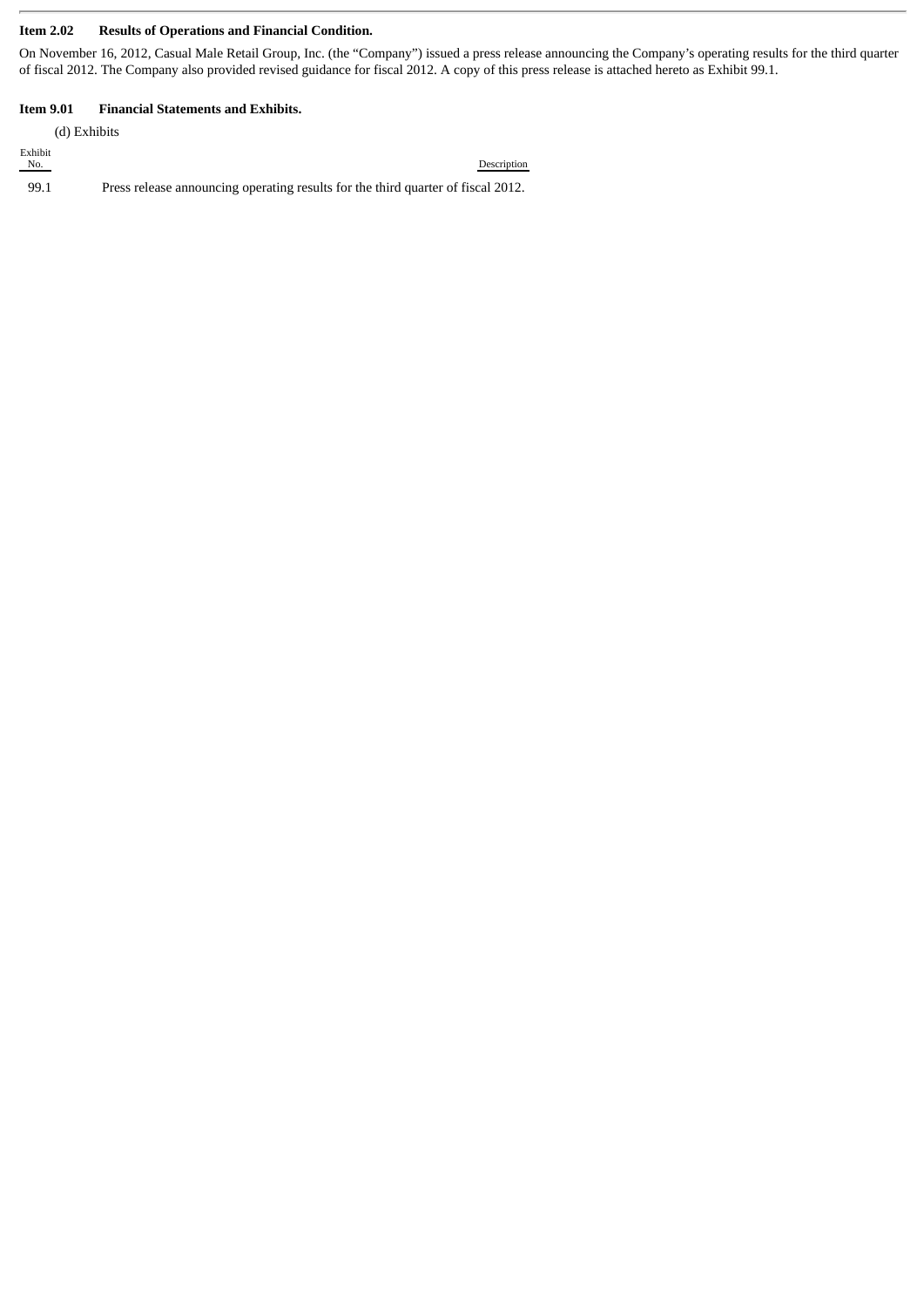**Item 2.02 Results of Operations and Financial Condition.**

On November 16, 2012, Casual Male Retail Group, Inc. (the "Company") issued a press release announcing the Company's operating results for the third quarter of fiscal 2012. The Company also provided revised guidance for fiscal 2012. A copy of this press release is attached hereto as Exhibit 99.1.

**Item 9.01 Financial Statements and Exhibits.**

(d) Exhibits

| Exhibit No. | Description |
|---|---|
| 99.1 | Press release announcing operating results for the third quarter of fiscal 2012. |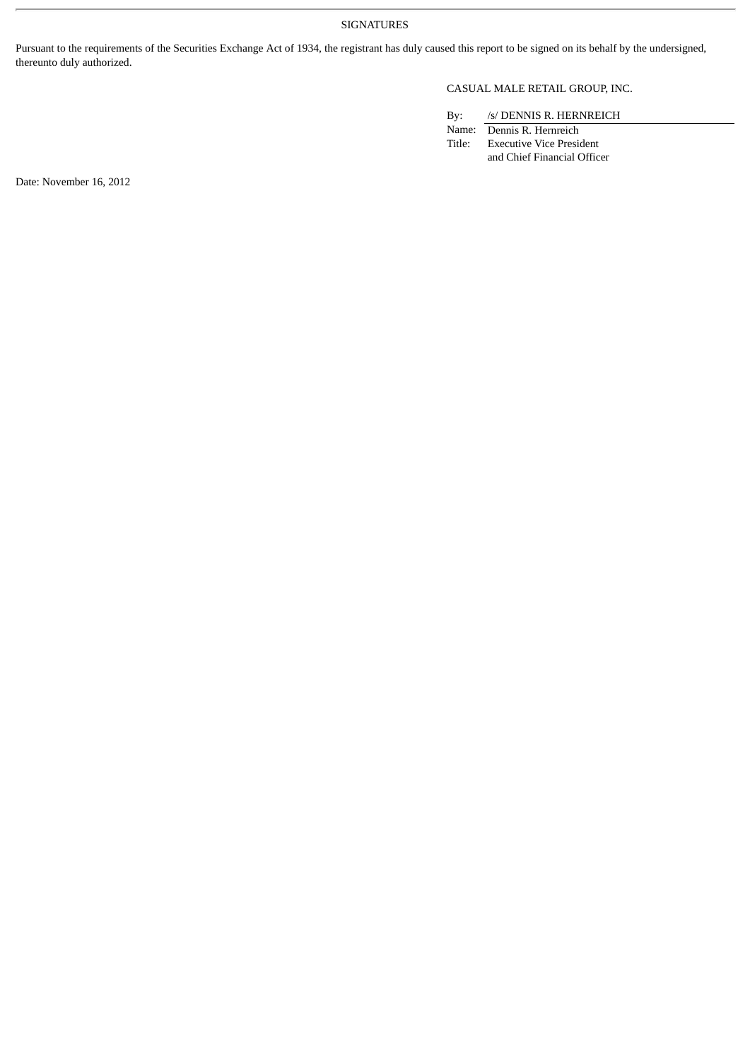SIGNATURES

Pursuant to the requirements of the Securities Exchange Act of 1934, the registrant has duly caused this report to be signed on its behalf by the undersigned, thereunto duly authorized.

CASUAL MALE RETAIL GROUP, INC.

By: /s/ DENNIS R. HERNREICH
Name: Dennis R. Hernreich
Title: Executive Vice President
and Chief Financial Officer

Date: November 16, 2012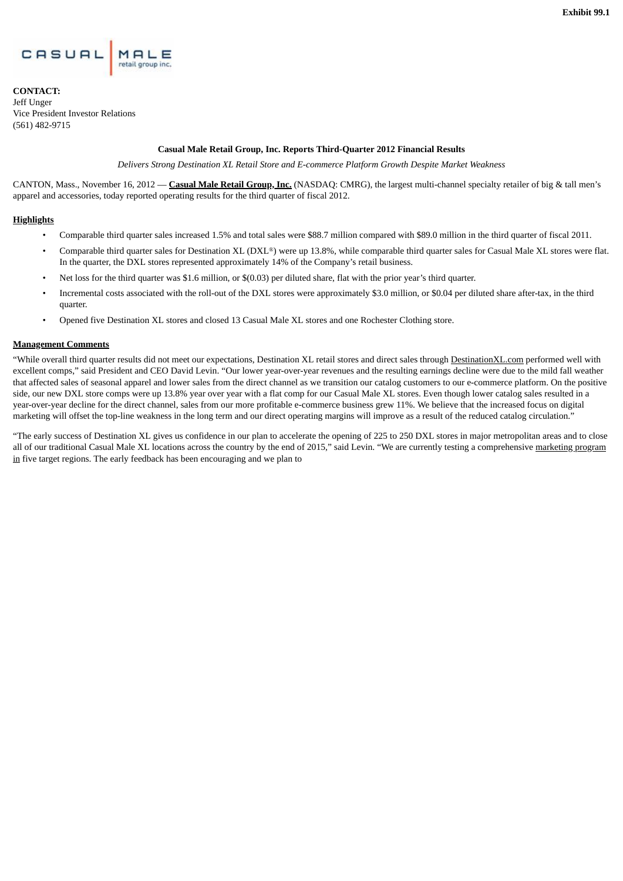**Exhibit 99.1**

CASUAL MALE retail group inc.

**CONTACT:**
Jeff Unger
Vice President Investor Relations
(561) 482-9715

**Casual Male Retail Group, Inc. Reports Third-Quarter 2012 Financial Results**

*Delivers Strong Destination XL Retail Store and E-commerce Platform Growth Despite Market Weakness*

CANTON, Mass., November 16, 2012 — **Casual Male Retail Group, Inc.** (NASDAQ: CMRG), the largest multi-channel specialty retailer of big & tall men's apparel and accessories, today reported operating results for the third quarter of fiscal 2012.

**Highlights**

- Comparable third quarter sales increased 1.5% and total sales were $88.7 million compared with $89.0 million in the third quarter of fiscal 2011.
- Comparable third quarter sales for Destination XL (DXL®) were up 13.8%, while comparable third quarter sales for Casual Male XL stores were flat. In the quarter, the DXL stores represented approximately 14% of the Company's retail business.
- Net loss for the third quarter was $1.6 million, or $(0.03) per diluted share, flat with the prior year's third quarter.
- Incremental costs associated with the roll-out of the DXL stores were approximately $3.0 million, or $0.04 per diluted share after-tax, in the third quarter.
- Opened five Destination XL stores and closed 13 Casual Male XL stores and one Rochester Clothing store.

**Management Comments**

"While overall third quarter results did not meet our expectations, Destination XL retail stores and direct sales through DestinationXL.com performed well with excellent comps," said President and CEO David Levin. "Our lower year-over-year revenues and the resulting earnings decline were due to the mild fall weather that affected sales of seasonal apparel and lower sales from the direct channel as we transition our catalog customers to our e-commerce platform. On the positive side, our new DXL store comps were up 13.8% year over year with a flat comp for our Casual Male XL stores. Even though lower catalog sales resulted in a year-over-year decline for the direct channel, sales from our more profitable e-commerce business grew 11%. We believe that the increased focus on digital marketing will offset the top-line weakness in the long term and our direct operating margins will improve as a result of the reduced catalog circulation."

"The early success of Destination XL gives us confidence in our plan to accelerate the opening of 225 to 250 DXL stores in major metropolitan areas and to close all of our traditional Casual Male XL locations across the country by the end of 2015," said Levin. "We are currently testing a comprehensive marketing program in five target regions. The early feedback has been encouraging and we plan to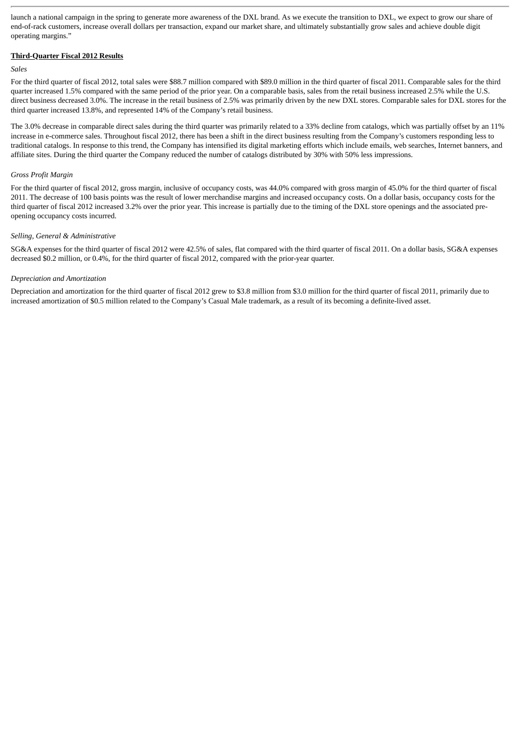launch a national campaign in the spring to generate more awareness of the DXL brand. As we execute the transition to DXL, we expect to grow our share of end-of-rack customers, increase overall dollars per transaction, expand our market share, and ultimately substantially grow sales and achieve double digit operating margins."

**Third-Quarter Fiscal 2012 Results**

*Sales*

For the third quarter of fiscal 2012, total sales were $88.7 million compared with $89.0 million in the third quarter of fiscal 2011. Comparable sales for the third quarter increased 1.5% compared with the same period of the prior year. On a comparable basis, sales from the retail business increased 2.5% while the U.S. direct business decreased 3.0%. The increase in the retail business of 2.5% was primarily driven by the new DXL stores. Comparable sales for DXL stores for the third quarter increased 13.8%, and represented 14% of the Company's retail business.

The 3.0% decrease in comparable direct sales during the third quarter was primarily related to a 33% decline from catalogs, which was partially offset by an 11% increase in e-commerce sales. Throughout fiscal 2012, there has been a shift in the direct business resulting from the Company's customers responding less to traditional catalogs. In response to this trend, the Company has intensified its digital marketing efforts which include emails, web searches, Internet banners, and affiliate sites. During the third quarter the Company reduced the number of catalogs distributed by 30% with 50% less impressions.

*Gross Profit Margin*

For the third quarter of fiscal 2012, gross margin, inclusive of occupancy costs, was 44.0% compared with gross margin of 45.0% for the third quarter of fiscal 2011. The decrease of 100 basis points was the result of lower merchandise margins and increased occupancy costs. On a dollar basis, occupancy costs for the third quarter of fiscal 2012 increased 3.2% over the prior year. This increase is partially due to the timing of the DXL store openings and the associated pre-opening occupancy costs incurred.

*Selling, General & Administrative*

SG&A expenses for the third quarter of fiscal 2012 were 42.5% of sales, flat compared with the third quarter of fiscal 2011. On a dollar basis, SG&A expenses decreased $0.2 million, or 0.4%, for the third quarter of fiscal 2012, compared with the prior-year quarter.

*Depreciation and Amortization*

Depreciation and amortization for the third quarter of fiscal 2012 grew to $3.8 million from $3.0 million for the third quarter of fiscal 2011, primarily due to increased amortization of $0.5 million related to the Company's Casual Male trademark, as a result of its becoming a definite-lived asset.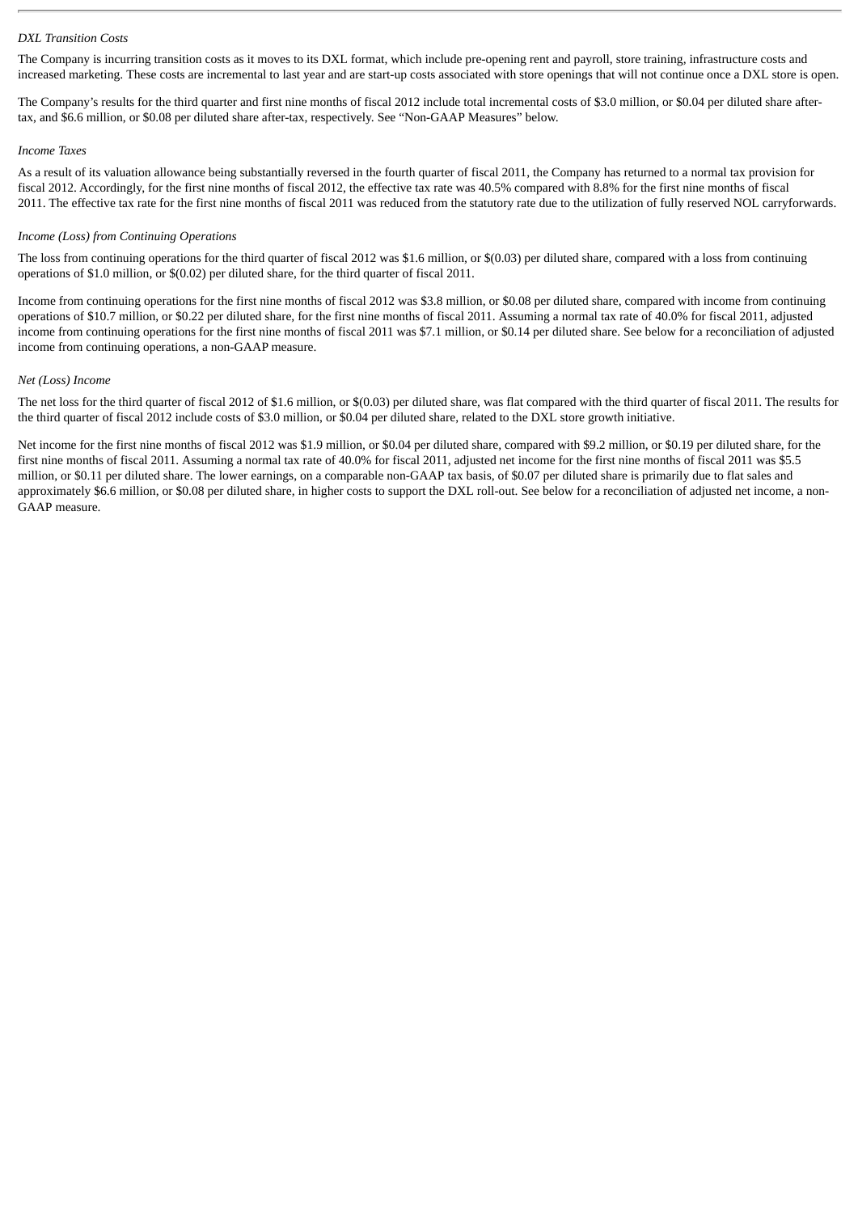*DXL Transition Costs*

The Company is incurring transition costs as it moves to its DXL format, which include pre-opening rent and payroll, store training, infrastructure costs and increased marketing. These costs are incremental to last year and are start-up costs associated with store openings that will not continue once a DXL store is open.

The Company's results for the third quarter and first nine months of fiscal 2012 include total incremental costs of $3.0 million, or $0.04 per diluted share after-tax, and $6.6 million, or $0.08 per diluted share after-tax, respectively. See "Non-GAAP Measures" below.

*Income Taxes*

As a result of its valuation allowance being substantially reversed in the fourth quarter of fiscal 2011, the Company has returned to a normal tax provision for fiscal 2012. Accordingly, for the first nine months of fiscal 2012, the effective tax rate was 40.5% compared with 8.8% for the first nine months of fiscal 2011. The effective tax rate for the first nine months of fiscal 2011 was reduced from the statutory rate due to the utilization of fully reserved NOL carryforwards.

*Income (Loss) from Continuing Operations*

The loss from continuing operations for the third quarter of fiscal 2012 was $1.6 million, or $(0.03) per diluted share, compared with a loss from continuing operations of $1.0 million, or $(0.02) per diluted share, for the third quarter of fiscal 2011.

Income from continuing operations for the first nine months of fiscal 2012 was $3.8 million, or $0.08 per diluted share, compared with income from continuing operations of $10.7 million, or $0.22 per diluted share, for the first nine months of fiscal 2011. Assuming a normal tax rate of 40.0% for fiscal 2011, adjusted income from continuing operations for the first nine months of fiscal 2011 was $7.1 million, or $0.14 per diluted share. See below for a reconciliation of adjusted income from continuing operations, a non-GAAP measure.

*Net (Loss) Income*

The net loss for the third quarter of fiscal 2012 of $1.6 million, or $(0.03) per diluted share, was flat compared with the third quarter of fiscal 2011. The results for the third quarter of fiscal 2012 include costs of $3.0 million, or $0.04 per diluted share, related to the DXL store growth initiative.

Net income for the first nine months of fiscal 2012 was $1.9 million, or $0.04 per diluted share, compared with $9.2 million, or $0.19 per diluted share, for the first nine months of fiscal 2011. Assuming a normal tax rate of 40.0% for fiscal 2011, adjusted net income for the first nine months of fiscal 2011 was $5.5 million, or $0.11 per diluted share. The lower earnings, on a comparable non-GAAP tax basis, of $0.07 per diluted share is primarily due to flat sales and approximately $6.6 million, or $0.08 per diluted share, in higher costs to support the DXL roll-out. See below for a reconciliation of adjusted net income, a non-GAAP measure.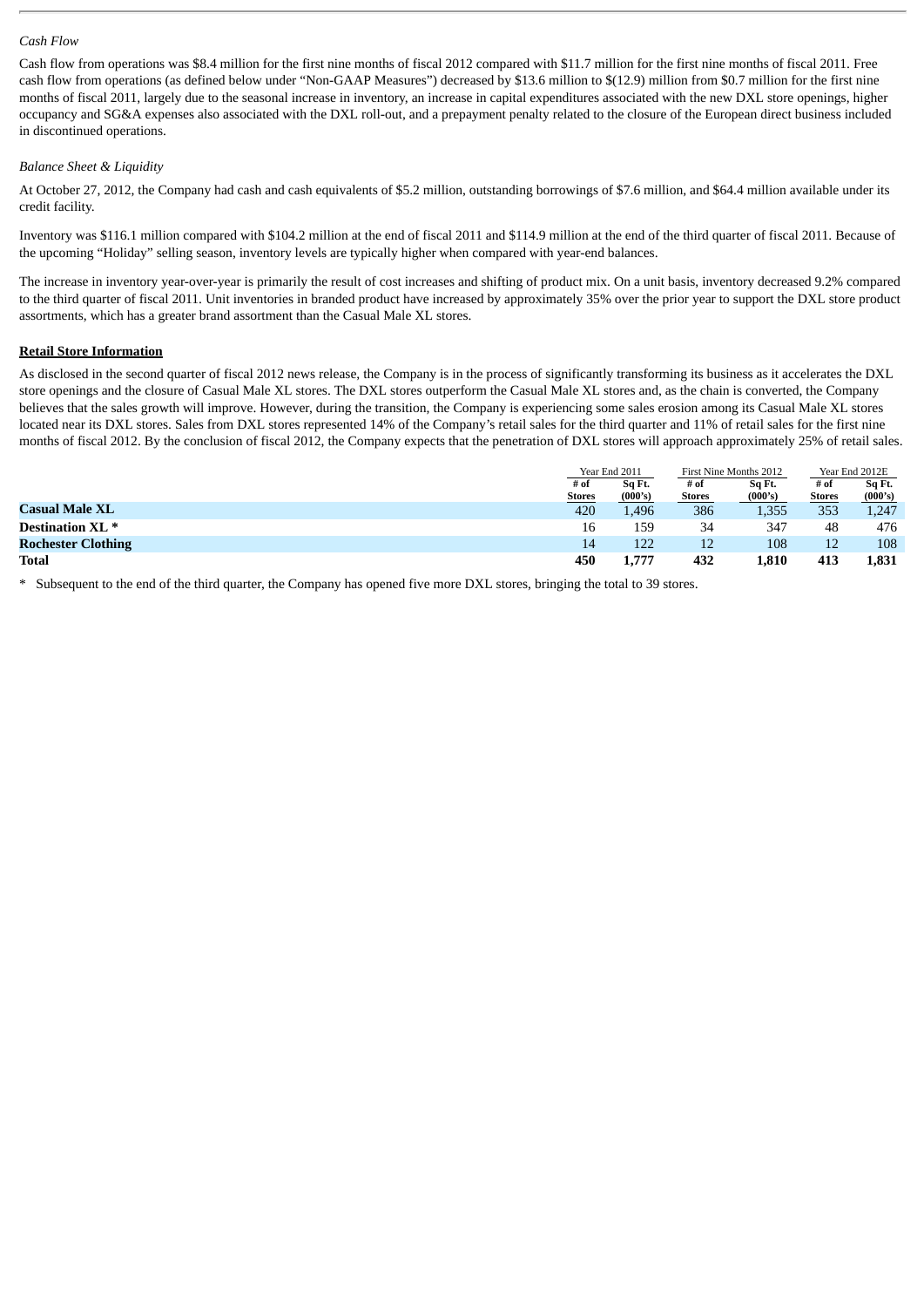*Cash Flow*

Cash flow from operations was $8.4 million for the first nine months of fiscal 2012 compared with $11.7 million for the first nine months of fiscal 2011. Free cash flow from operations (as defined below under "Non-GAAP Measures") decreased by $13.6 million to $(12.9) million from $0.7 million for the first nine months of fiscal 2011, largely due to the seasonal increase in inventory, an increase in capital expenditures associated with the new DXL store openings, higher occupancy and SG&A expenses also associated with the DXL roll-out, and a prepayment penalty related to the closure of the European direct business included in discontinued operations.

*Balance Sheet & Liquidity*

At October 27, 2012, the Company had cash and cash equivalents of $5.2 million, outstanding borrowings of $7.6 million, and $64.4 million available under its credit facility.

Inventory was $116.1 million compared with $104.2 million at the end of fiscal 2011 and $114.9 million at the end of the third quarter of fiscal 2011. Because of the upcoming "Holiday" selling season, inventory levels are typically higher when compared with year-end balances.

The increase in inventory year-over-year is primarily the result of cost increases and shifting of product mix. On a unit basis, inventory decreased 9.2% compared to the third quarter of fiscal 2011. Unit inventories in branded product have increased by approximately 35% over the prior year to support the DXL store product assortments, which has a greater brand assortment than the Casual Male XL stores.

**Retail Store Information**

As disclosed in the second quarter of fiscal 2012 news release, the Company is in the process of significantly transforming its business as it accelerates the DXL store openings and the closure of Casual Male XL stores. The DXL stores outperform the Casual Male XL stores and, as the chain is converted, the Company believes that the sales growth will improve. However, during the transition, the Company is experiencing some sales erosion among its Casual Male XL stores located near its DXL stores. Sales from DXL stores represented 14% of the Company's retail sales for the third quarter and 11% of retail sales for the first nine months of fiscal 2012. By the conclusion of fiscal 2012, the Company expects that the penetration of DXL stores will approach approximately 25% of retail sales.

| | Year End 2011 | | First Nine Months 2012 | | Year End 2012E | |
|---|---|---|---|---|---|---|
| | # of Stores | Sq Ft. (000's) | # of Stores | Sq Ft. (000's) | # of Stores | Sq Ft. (000's) |
| **Casual Male XL** | 420 | 1,496 | 386 | 1,355 | 353 | 1,247 |
| **Destination XL \*** | 16 | 159 | 34 | 347 | 48 | 476 |
| **Rochester Clothing** | 14 | 122 | 12 | 108 | 12 | 108 |
| **Total** | **450** | **1,777** | **432** | **1,810** | **413** | **1,831** |

\* Subsequent to the end of the third quarter, the Company has opened five more DXL stores, bringing the total to 39 stores.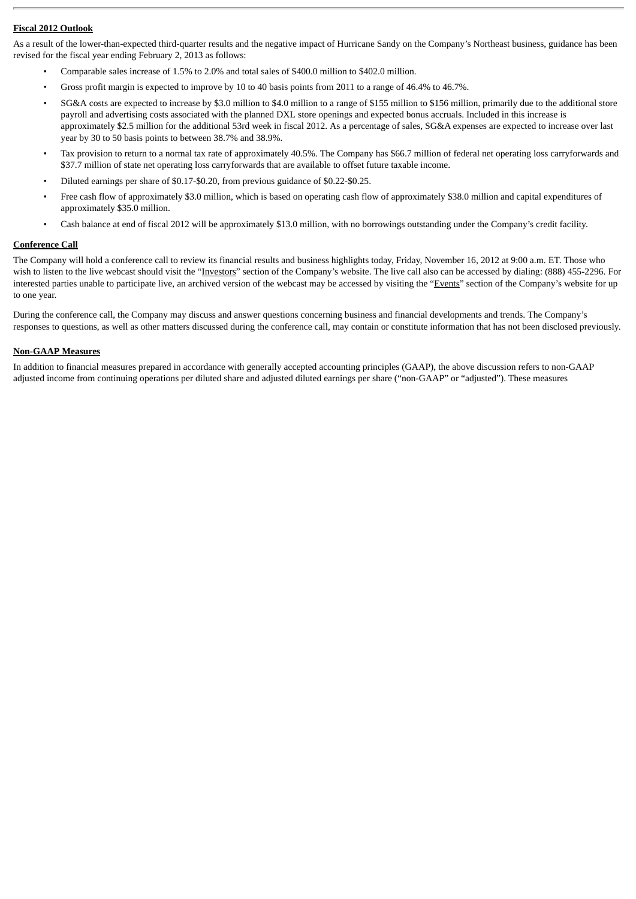**Fiscal 2012 Outlook**

As a result of the lower-than-expected third-quarter results and the negative impact of Hurricane Sandy on the Company's Northeast business, guidance has been revised for the fiscal year ending February 2, 2013 as follows:

- Comparable sales increase of 1.5% to 2.0% and total sales of $400.0 million to $402.0 million.
- Gross profit margin is expected to improve by 10 to 40 basis points from 2011 to a range of 46.4% to 46.7%.
- SG&A costs are expected to increase by $3.0 million to $4.0 million to a range of $155 million to $156 million, primarily due to the additional store payroll and advertising costs associated with the planned DXL store openings and expected bonus accruals. Included in this increase is approximately $2.5 million for the additional 53rd week in fiscal 2012. As a percentage of sales, SG&A expenses are expected to increase over last year by 30 to 50 basis points to between 38.7% and 38.9%.
- Tax provision to return to a normal tax rate of approximately 40.5%. The Company has $66.7 million of federal net operating loss carryforwards and $37.7 million of state net operating loss carryforwards that are available to offset future taxable income.
- Diluted earnings per share of $0.17-$0.20, from previous guidance of $0.22-$0.25.
- Free cash flow of approximately $3.0 million, which is based on operating cash flow of approximately $38.0 million and capital expenditures of approximately $35.0 million.
- Cash balance at end of fiscal 2012 will be approximately $13.0 million, with no borrowings outstanding under the Company's credit facility.

**Conference Call**

The Company will hold a conference call to review its financial results and business highlights today, Friday, November 16, 2012 at 9:00 a.m. ET. Those who wish to listen to the live webcast should visit the "Investors" section of the Company's website. The live call also can be accessed by dialing: (888) 455-2296. For interested parties unable to participate live, an archived version of the webcast may be accessed by visiting the "Events" section of the Company's website for up to one year.

During the conference call, the Company may discuss and answer questions concerning business and financial developments and trends. The Company's responses to questions, as well as other matters discussed during the conference call, may contain or constitute information that has not been disclosed previously.

**Non-GAAP Measures**

In addition to financial measures prepared in accordance with generally accepted accounting principles (GAAP), the above discussion refers to non-GAAP adjusted income from continuing operations per diluted share and adjusted diluted earnings per share ("non-GAAP" or "adjusted"). These measures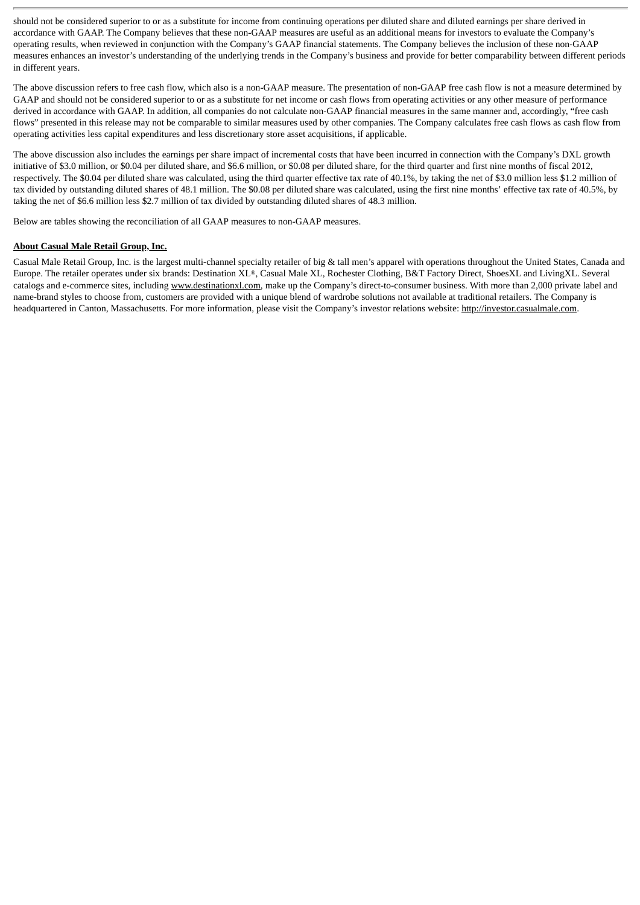should not be considered superior to or as a substitute for income from continuing operations per diluted share and diluted earnings per share derived in accordance with GAAP. The Company believes that these non-GAAP measures are useful as an additional means for investors to evaluate the Company's operating results, when reviewed in conjunction with the Company's GAAP financial statements. The Company believes the inclusion of these non-GAAP measures enhances an investor's understanding of the underlying trends in the Company's business and provide for better comparability between different periods in different years.

The above discussion refers to free cash flow, which also is a non-GAAP measure. The presentation of non-GAAP free cash flow is not a measure determined by GAAP and should not be considered superior to or as a substitute for net income or cash flows from operating activities or any other measure of performance derived in accordance with GAAP. In addition, all companies do not calculate non-GAAP financial measures in the same manner and, accordingly, "free cash flows" presented in this release may not be comparable to similar measures used by other companies. The Company calculates free cash flows as cash flow from operating activities less capital expenditures and less discretionary store asset acquisitions, if applicable.

The above discussion also includes the earnings per share impact of incremental costs that have been incurred in connection with the Company's DXL growth initiative of $3.0 million, or $0.04 per diluted share, and $6.6 million, or $0.08 per diluted share, for the third quarter and first nine months of fiscal 2012, respectively. The $0.04 per diluted share was calculated, using the third quarter effective tax rate of 40.1%, by taking the net of $3.0 million less $1.2 million of tax divided by outstanding diluted shares of 48.1 million. The $0.08 per diluted share was calculated, using the first nine months' effective tax rate of 40.5%, by taking the net of $6.6 million less $2.7 million of tax divided by outstanding diluted shares of 48.3 million.

Below are tables showing the reconciliation of all GAAP measures to non-GAAP measures.

**About Casual Male Retail Group, Inc.**

Casual Male Retail Group, Inc. is the largest multi-channel specialty retailer of big & tall men's apparel with operations throughout the United States, Canada and Europe. The retailer operates under six brands: Destination XL®, Casual Male XL, Rochester Clothing, B&T Factory Direct, ShoesXL and LivingXL. Several catalogs and e-commerce sites, including www.destinationxl.com, make up the Company's direct-to-consumer business. With more than 2,000 private label and name-brand styles to choose from, customers are provided with a unique blend of wardrobe solutions not available at traditional retailers. The Company is headquartered in Canton, Massachusetts. For more information, please visit the Company's investor relations website: http://investor.casualmale.com.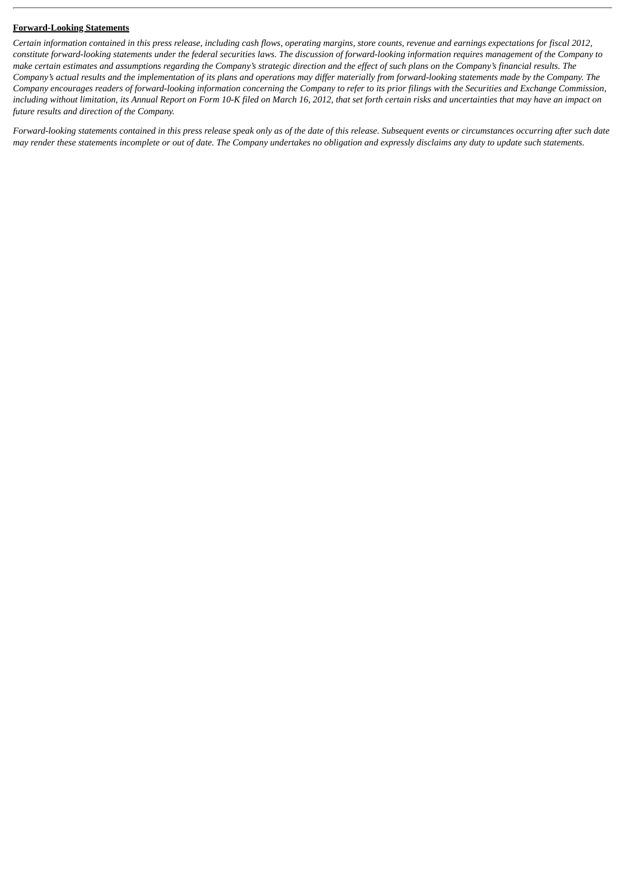**Forward-Looking Statements**

*Certain information contained in this press release, including cash flows, operating margins, store counts, revenue and earnings expectations for fiscal 2012, constitute forward-looking statements under the federal securities laws. The discussion of forward-looking information requires management of the Company to make certain estimates and assumptions regarding the Company's strategic direction and the effect of such plans on the Company's financial results. The Company's actual results and the implementation of its plans and operations may differ materially from forward-looking statements made by the Company. The Company encourages readers of forward-looking information concerning the Company to refer to its prior filings with the Securities and Exchange Commission, including without limitation, its Annual Report on Form 10-K filed on March 16, 2012, that set forth certain risks and uncertainties that may have an impact on future results and direction of the Company.*

*Forward-looking statements contained in this press release speak only as of the date of this release. Subsequent events or circumstances occurring after such date may render these statements incomplete or out of date. The Company undertakes no obligation and expressly disclaims any duty to update such statements.*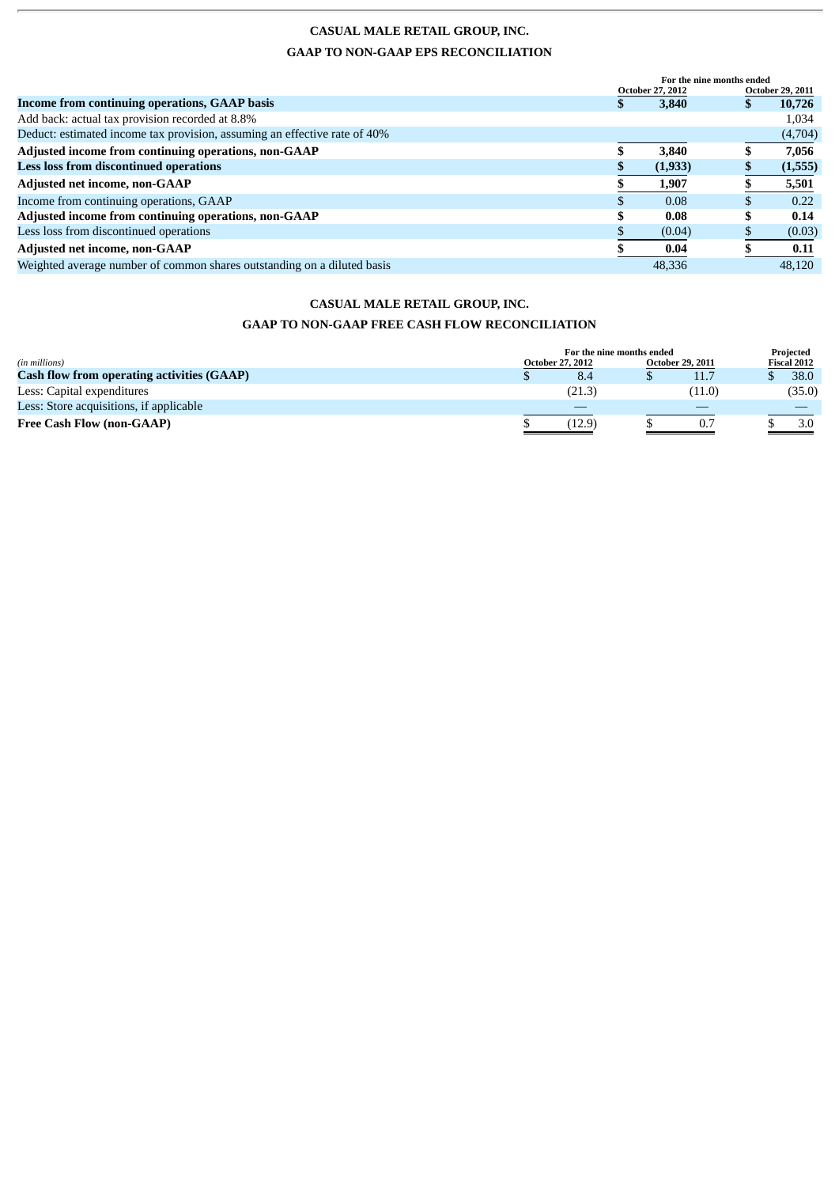# CASUAL MALE RETAIL GROUP, INC.

## GAAP TO NON-GAAP EPS RECONCILIATION

| | For the nine months ended | |
|---|---|---|
| | October 27, 2012 | October 29, 2011 |
| **Income from continuing operations, GAAP basis** | **$ 3,840** | **$ 10,726** |
| Add back: actual tax provision recorded at 8.8% | | 1,034 |
| Deduct: estimated income tax provision, assuming an effective rate of 40% | | (4,704) |
| **Adjusted income from continuing operations, non-GAAP** | **$ 3,840** | **$ 7,056** |
| **Less loss from discontinued operations** | **$ (1,933)** | **$ (1,555)** |
| **Adjusted net income, non-GAAP** | **$ 1,907** | **$ 5,501** |
| Income from continuing operations, GAAP | $ 0.08 | $ 0.22 |
| **Adjusted income from continuing operations, non-GAAP** | **$ 0.08** | **$ 0.14** |
| Less loss from discontinued operations | $ (0.04) | $ (0.03) |
| **Adjusted net income, non-GAAP** | **$ 0.04** | **$ 0.11** |
| Weighted average number of common shares outstanding on a diluted basis | 48,336 | 48,120 |

# CASUAL MALE RETAIL GROUP, INC.

## GAAP TO NON-GAAP FREE CASH FLOW RECONCILIATION

| *(in millions)* | For the nine months ended | | Projected |
|---|---|---|---|
| | October 27, 2012 | October 29, 2011 | Fiscal 2012 |
| **Cash flow from operating activities (GAAP)** | $ 8.4 | $ 11.7 | $ 38.0 |
| Less: Capital expenditures | (21.3) | (11.0) | (35.0) |
| Less: Store acquisitions, if applicable | — | — | — |
| **Free Cash Flow (non-GAAP)** | $ (12.9) | $ 0.7 | $ 3.0 |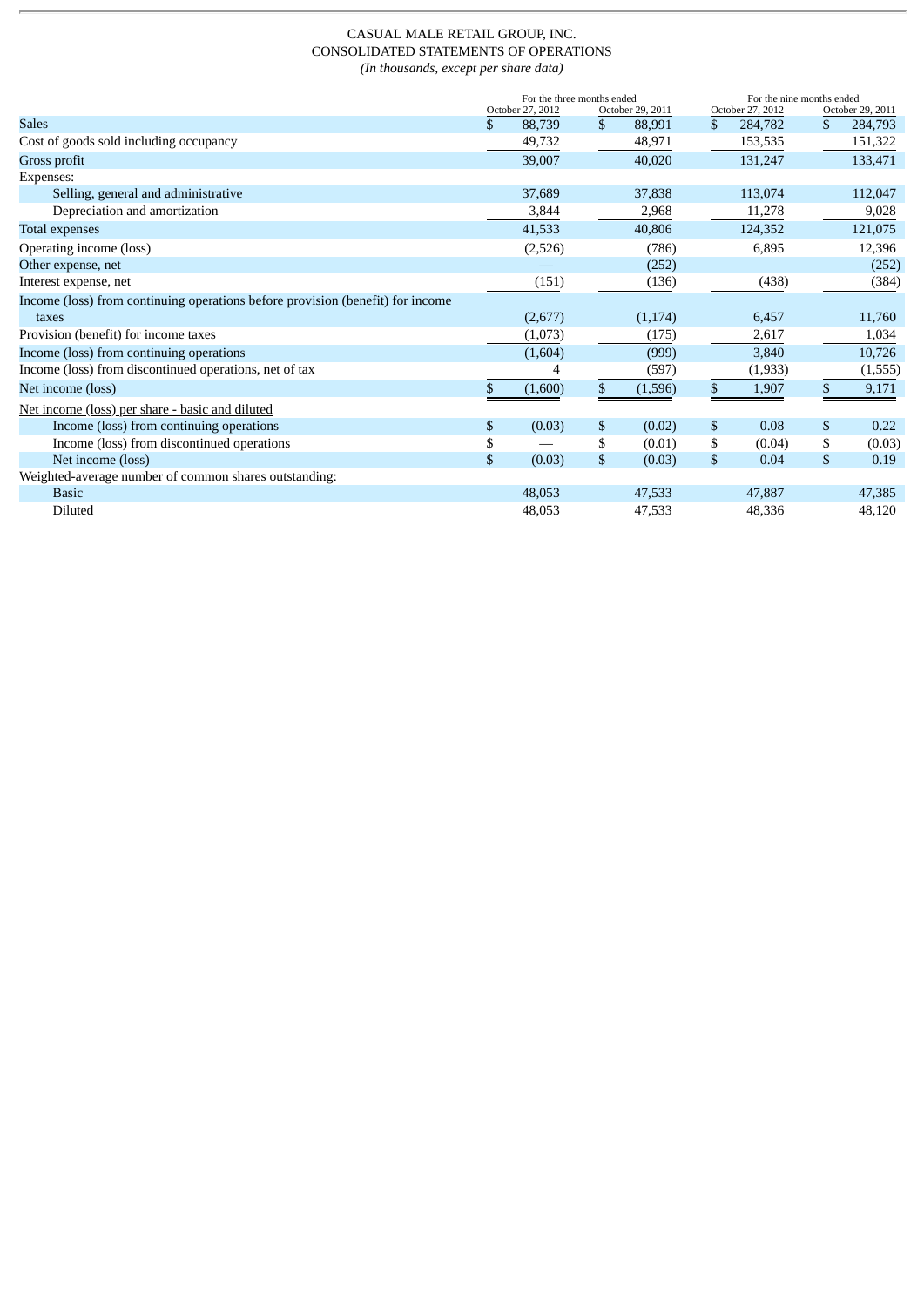CASUAL MALE RETAIL GROUP, INC.
CONSOLIDATED STATEMENTS OF OPERATIONS
*(In thousands, except per share data)*

| | For the three months ended | | For the nine months ended | |
|---|---|---|---|---|
| | October 27, 2012 | October 29, 2011 | October 27, 2012 | October 29, 2011 |
| Sales | $ 88,739 | $ 88,991 | $ 284,782 | $ 284,793 |
| Cost of goods sold including occupancy | 49,732 | 48,971 | 153,535 | 151,322 |
| Gross profit | 39,007 | 40,020 | 131,247 | 133,471 |
| Expenses: | | | | |
| Selling, general and administrative | 37,689 | 37,838 | 113,074 | 112,047 |
| Depreciation and amortization | 3,844 | 2,968 | 11,278 | 9,028 |
| Total expenses | 41,533 | 40,806 | 124,352 | 121,075 |
| Operating income (loss) | (2,526) | (786) | 6,895 | 12,396 |
| Other expense, net | — | (252) | | (252) |
| Interest expense, net | (151) | (136) | (438) | (384) |
| Income (loss) from continuing operations before provision (benefit) for income taxes | (2,677) | (1,174) | 6,457 | 11,760 |
| Provision (benefit) for income taxes | (1,073) | (175) | 2,617 | 1,034 |
| Income (loss) from continuing operations | (1,604) | (999) | 3,840 | 10,726 |
| Income (loss) from discontinued operations, net of tax | 4 | (597) | (1,933) | (1,555) |
| Net income (loss) | $ (1,600) | $ (1,596) | $ 1,907 | $ 9,171 |
| Net income (loss) per share - basic and diluted | | | | |
| Income (loss) from continuing operations | $ (0.03) | $ (0.02) | $ 0.08 | $ 0.22 |
| Income (loss) from discontinued operations | $ — | $ (0.01) | $ (0.04) | $ (0.03) |
| Net income (loss) | $ (0.03) | $ (0.03) | $ 0.04 | $ 0.19 |
| Weighted-average number of common shares outstanding: | | | | |
| Basic | 48,053 | 47,533 | 47,887 | 47,385 |
| Diluted | 48,053 | 47,533 | 48,336 | 48,120 |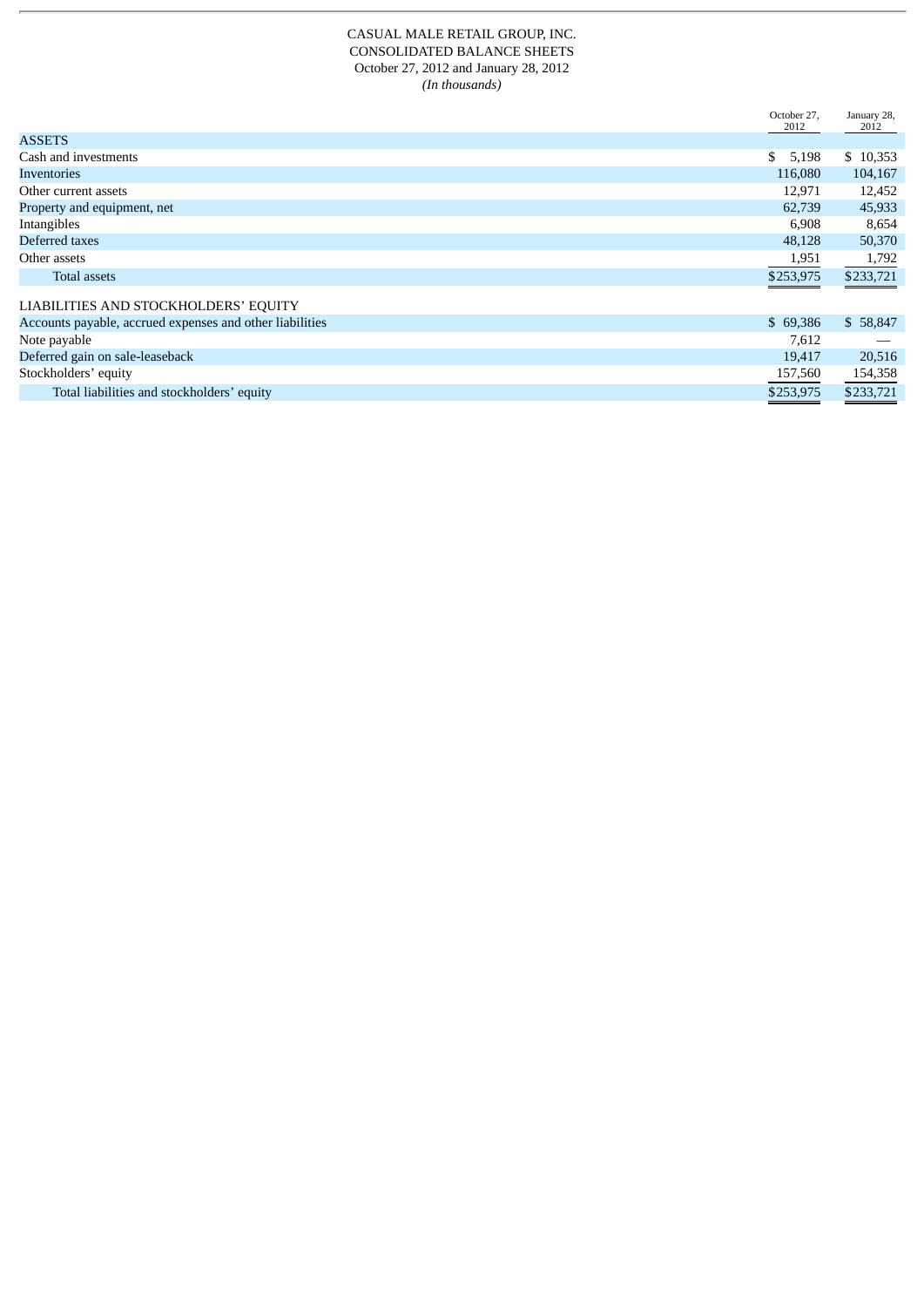CASUAL MALE RETAIL GROUP, INC.
CONSOLIDATED BALANCE SHEETS
October 27, 2012 and January 28, 2012
*(In thousands)*

| | October 27, 2012 | January 28, 2012 |
|---|---|---|
| ASSETS | | |
| Cash and investments | $ 5,198 | $ 10,353 |
| Inventories | 116,080 | 104,167 |
| Other current assets | 12,971 | 12,452 |
| Property and equipment, net | 62,739 | 45,933 |
| Intangibles | 6,908 | 8,654 |
| Deferred taxes | 48,128 | 50,370 |
| Other assets | 1,951 | 1,792 |
| Total assets | $253,975 | $233,721 |
| LIABILITIES AND STOCKHOLDERS' EQUITY | | |
| Accounts payable, accrued expenses and other liabilities | $ 69,386 | $ 58,847 |
| Note payable | 7,612 | — |
| Deferred gain on sale-leaseback | 19,417 | 20,516 |
| Stockholders' equity | 157,560 | 154,358 |
| Total liabilities and stockholders' equity | $253,975 | $233,721 |